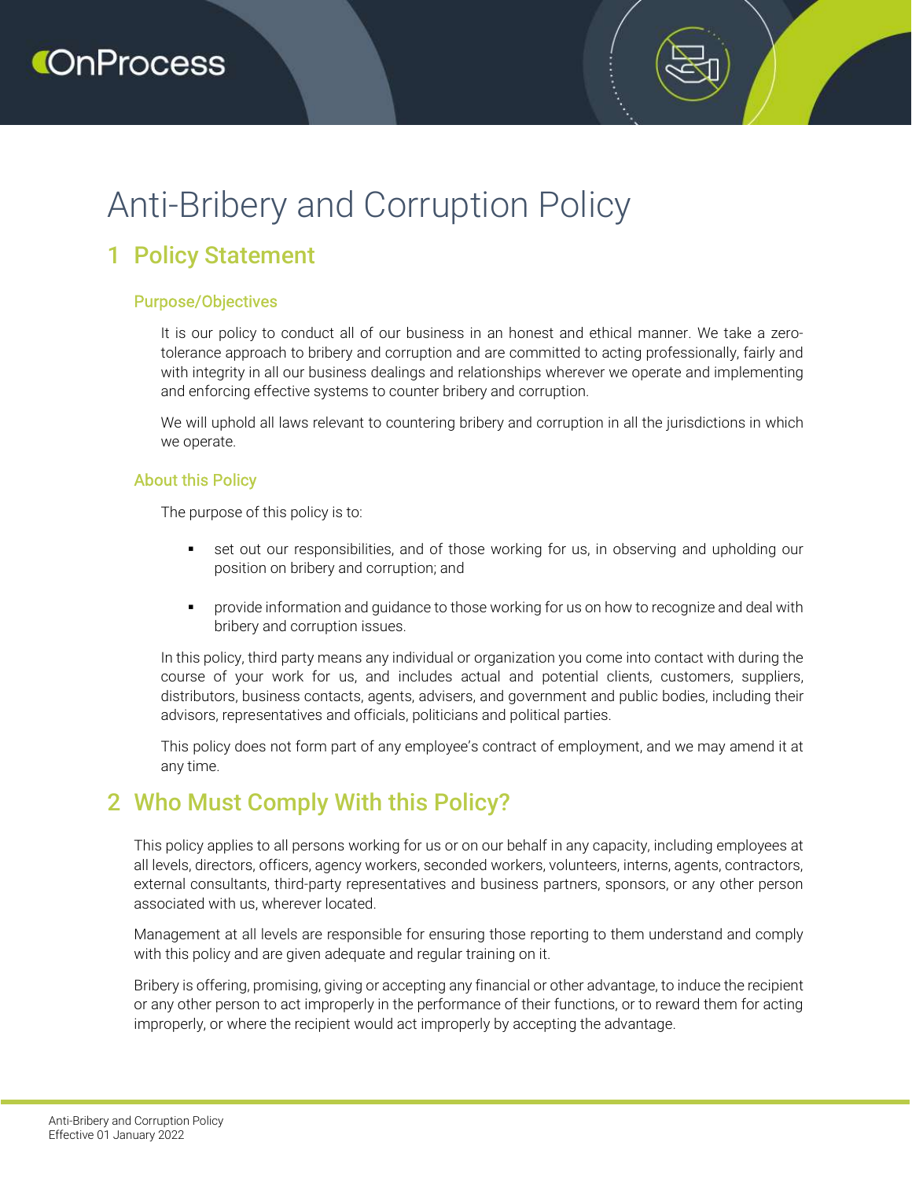# Anti-Bribery and Corruption Policy

## 1 Policy Statement

### Purpose/Objectives

It is our policy to conduct all of our business in an honest and ethical manner. We take a zero-tolerance approach to bribery and corruption and are committed to acting professionally, fairly and with integrity in all our business dealings and relationships wherever we operate and implementing and enforcing effective systems to counter bribery and corruption.

We will uphold all laws relevant to countering bribery and corruption in all the jurisdictions in which we operate.

### About this Policy

The purpose of this policy is to:

- set out our responsibilities, and of those working for us, in observing and upholding our position on bribery and corruption; and
- provide information and guidance to those working for us on how to recognize and deal with bribery and corruption issues.

In this policy, third party means any individual or organization you come into contact with during the course of your work for us, and includes actual and potential clients, customers, suppliers, distributors, business contacts, agents, advisers, and government and public bodies, including their advisors, representatives and officials, politicians and political parties.

This policy does not form part of any employee's contract of employment, and we may amend it at any time.

## 2 Who Must Comply With this Policy?

This policy applies to all persons working for us or on our behalf in any capacity, including employees at all levels, directors, officers, agency workers, seconded workers, volunteers, interns, agents, contractors, external consultants, third-party representatives and business partners, sponsors, or any other person associated with us, wherever located.

Management at all levels are responsible for ensuring those reporting to them understand and comply with this policy and are given adequate and regular training on it.

Bribery is offering, promising, giving or accepting any financial or other advantage, to induce the recipient or any other person to act improperly in the performance of their functions, or to reward them for acting improperly, or where the recipient would act improperly by accepting the advantage.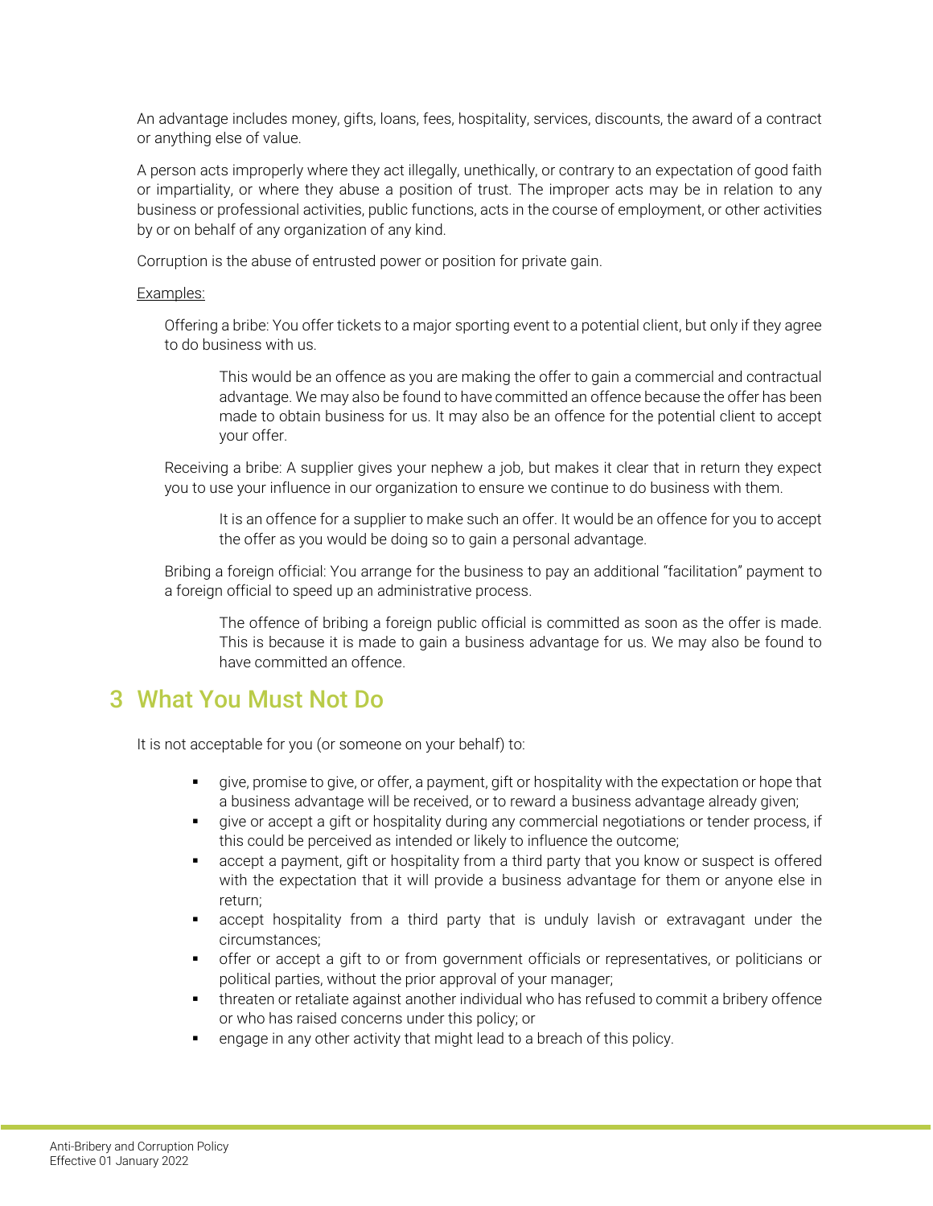An advantage includes money, gifts, loans, fees, hospitality, services, discounts, the award of a contract or anything else of value.

A person acts improperly where they act illegally, unethically, or contrary to an expectation of good faith or impartiality, or where they abuse a position of trust. The improper acts may be in relation to any business or professional activities, public functions, acts in the course of employment, or other activities by or on behalf of any organization of any kind.

Corruption is the abuse of entrusted power or position for private gain.

Examples:

Offering a bribe: You offer tickets to a major sporting event to a potential client, but only if they agree to do business with us.

> This would be an offence as you are making the offer to gain a commercial and contractual advantage. We may also be found to have committed an offence because the offer has been made to obtain business for us. It may also be an offence for the potential client to accept your offer.

Receiving a bribe: A supplier gives your nephew a job, but makes it clear that in return they expect you to use your influence in our organization to ensure we continue to do business with them.

> It is an offence for a supplier to make such an offer. It would be an offence for you to accept the offer as you would be doing so to gain a personal advantage.

Bribing a foreign official: You arrange for the business to pay an additional "facilitation" payment to a foreign official to speed up an administrative process.

> The offence of bribing a foreign public official is committed as soon as the offer is made. This is because it is made to gain a business advantage for us. We may also be found to have committed an offence.

## 3 What You Must Not Do

It is not acceptable for you (or someone on your behalf) to:

- give, promise to give, or offer, a payment, gift or hospitality with the expectation or hope that a business advantage will be received, or to reward a business advantage already given;
- give or accept a gift or hospitality during any commercial negotiations or tender process, if this could be perceived as intended or likely to influence the outcome;
- accept a payment, gift or hospitality from a third party that you know or suspect is offered with the expectation that it will provide a business advantage for them or anyone else in return;
- accept hospitality from a third party that is unduly lavish or extravagant under the circumstances;
- offer or accept a gift to or from government officials or representatives, or politicians or political parties, without the prior approval of your manager;
- threaten or retaliate against another individual who has refused to commit a bribery offence or who has raised concerns under this policy; or
- engage in any other activity that might lead to a breach of this policy.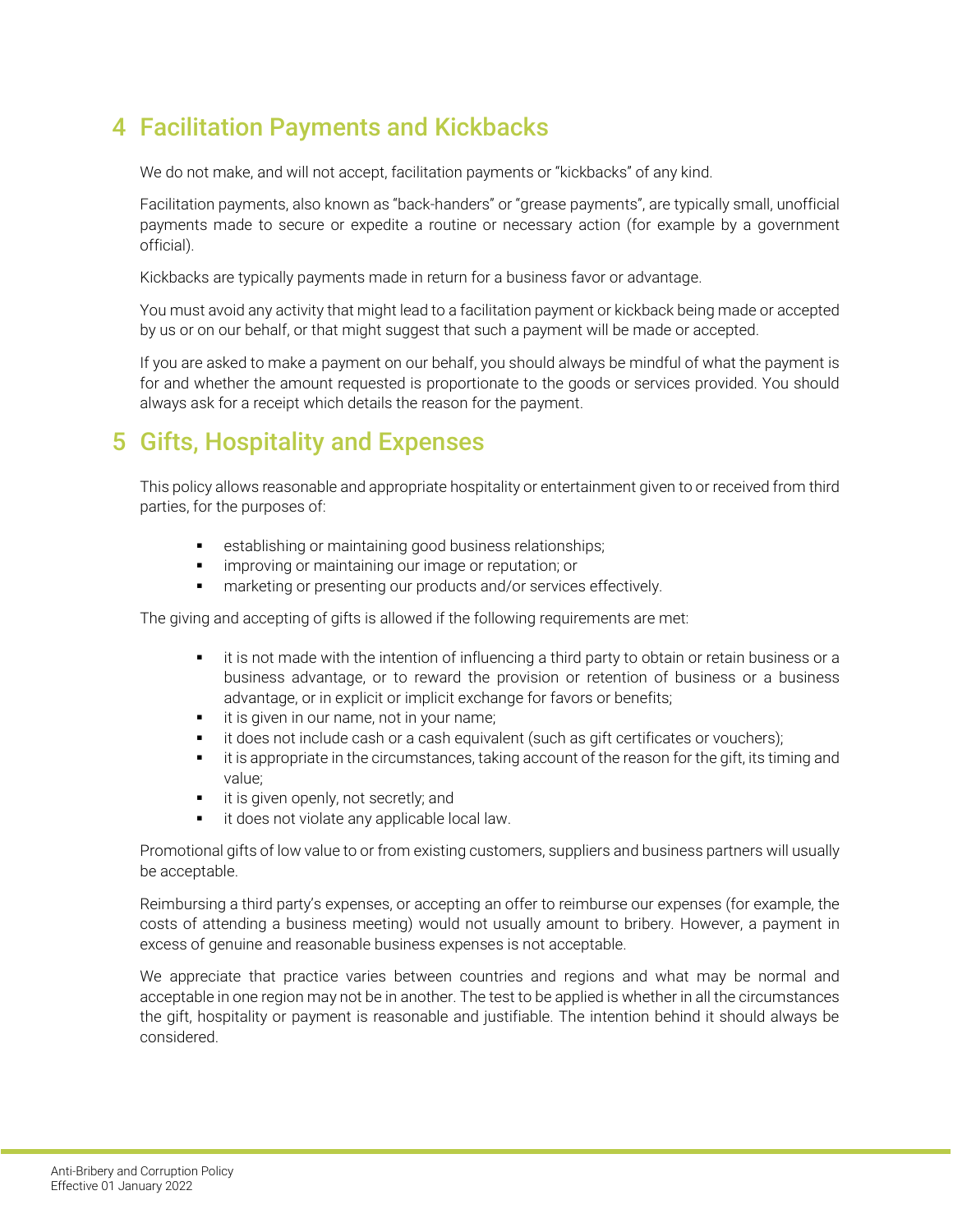## 4 Facilitation Payments and Kickbacks

We do not make, and will not accept, facilitation payments or "kickbacks" of any kind.

Facilitation payments, also known as "back-handers" or "grease payments", are typically small, unofficial payments made to secure or expedite a routine or necessary action (for example by a government official).

Kickbacks are typically payments made in return for a business favor or advantage.

You must avoid any activity that might lead to a facilitation payment or kickback being made or accepted by us or on our behalf, or that might suggest that such a payment will be made or accepted.

If you are asked to make a payment on our behalf, you should always be mindful of what the payment is for and whether the amount requested is proportionate to the goods or services provided. You should always ask for a receipt which details the reason for the payment.

## 5 Gifts, Hospitality and Expenses

This policy allows reasonable and appropriate hospitality or entertainment given to or received from third parties, for the purposes of:

- establishing or maintaining good business relationships;
- improving or maintaining our image or reputation; or
- marketing or presenting our products and/or services effectively.

The giving and accepting of gifts is allowed if the following requirements are met:

- it is not made with the intention of influencing a third party to obtain or retain business or a business advantage, or to reward the provision or retention of business or a business advantage, or in explicit or implicit exchange for favors or benefits;
- it is given in our name, not in your name;
- it does not include cash or a cash equivalent (such as gift certificates or vouchers);
- it is appropriate in the circumstances, taking account of the reason for the gift, its timing and value;
- it is given openly, not secretly; and
- it does not violate any applicable local law.

Promotional gifts of low value to or from existing customers, suppliers and business partners will usually be acceptable.

Reimbursing a third party's expenses, or accepting an offer to reimburse our expenses (for example, the costs of attending a business meeting) would not usually amount to bribery. However, a payment in excess of genuine and reasonable business expenses is not acceptable.

We appreciate that practice varies between countries and regions and what may be normal and acceptable in one region may not be in another. The test to be applied is whether in all the circumstances the gift, hospitality or payment is reasonable and justifiable. The intention behind it should always be considered.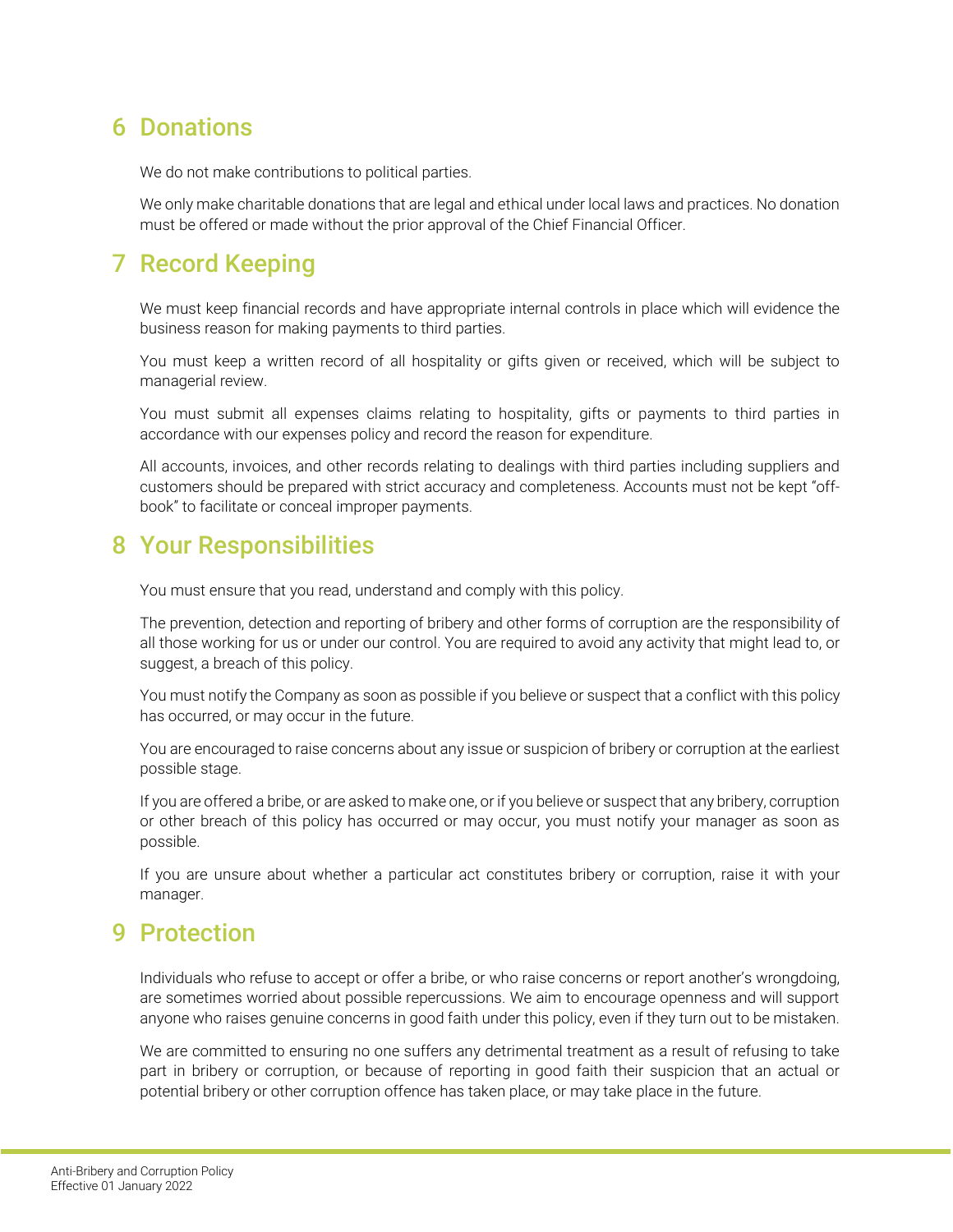## 6 Donations

We do not make contributions to political parties.

We only make charitable donations that are legal and ethical under local laws and practices. No donation must be offered or made without the prior approval of the Chief Financial Officer.

## 7 Record Keeping

We must keep financial records and have appropriate internal controls in place which will evidence the business reason for making payments to third parties.

You must keep a written record of all hospitality or gifts given or received, which will be subject to managerial review.

You must submit all expenses claims relating to hospitality, gifts or payments to third parties in accordance with our expenses policy and record the reason for expenditure.

All accounts, invoices, and other records relating to dealings with third parties including suppliers and customers should be prepared with strict accuracy and completeness. Accounts must not be kept "off-book" to facilitate or conceal improper payments.

## 8 Your Responsibilities

You must ensure that you read, understand and comply with this policy.

The prevention, detection and reporting of bribery and other forms of corruption are the responsibility of all those working for us or under our control. You are required to avoid any activity that might lead to, or suggest, a breach of this policy.

You must notify the Company as soon as possible if you believe or suspect that a conflict with this policy has occurred, or may occur in the future.

You are encouraged to raise concerns about any issue or suspicion of bribery or corruption at the earliest possible stage.

If you are offered a bribe, or are asked to make one, or if you believe or suspect that any bribery, corruption or other breach of this policy has occurred or may occur, you must notify your manager as soon as possible.

If you are unsure about whether a particular act constitutes bribery or corruption, raise it with your manager.

## 9 Protection

Individuals who refuse to accept or offer a bribe, or who raise concerns or report another's wrongdoing, are sometimes worried about possible repercussions. We aim to encourage openness and will support anyone who raises genuine concerns in good faith under this policy, even if they turn out to be mistaken.

We are committed to ensuring no one suffers any detrimental treatment as a result of refusing to take part in bribery or corruption, or because of reporting in good faith their suspicion that an actual or potential bribery or other corruption offence has taken place, or may take place in the future.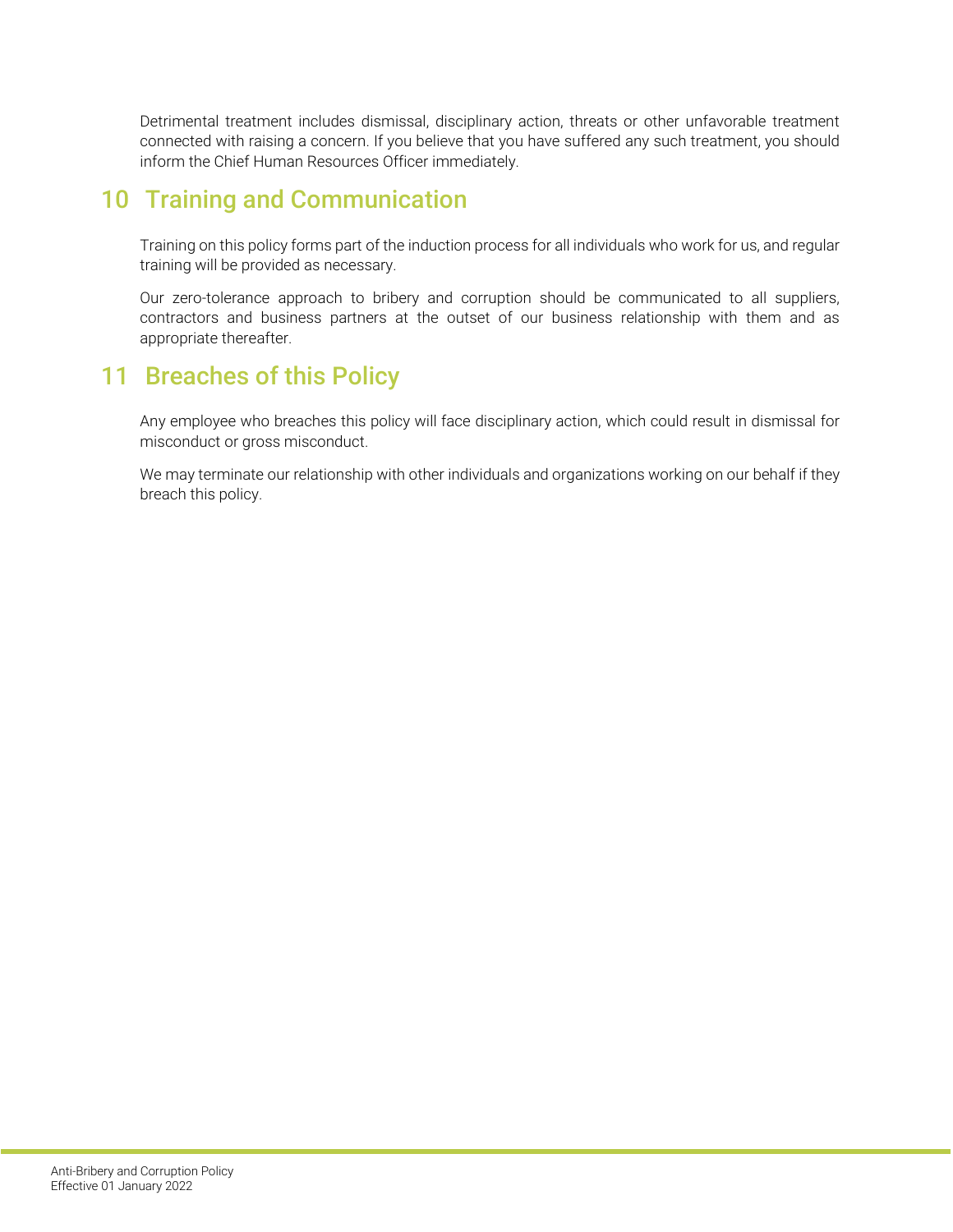Detrimental treatment includes dismissal, disciplinary action, threats or other unfavorable treatment connected with raising a concern. If you believe that you have suffered any such treatment, you should inform the Chief Human Resources Officer immediately.

## 10 Training and Communication

Training on this policy forms part of the induction process for all individuals who work for us, and regular training will be provided as necessary.

Our zero-tolerance approach to bribery and corruption should be communicated to all suppliers, contractors and business partners at the outset of our business relationship with them and as appropriate thereafter.

## 11 Breaches of this Policy

Any employee who breaches this policy will face disciplinary action, which could result in dismissal for misconduct or gross misconduct.

We may terminate our relationship with other individuals and organizations working on our behalf if they breach this policy.